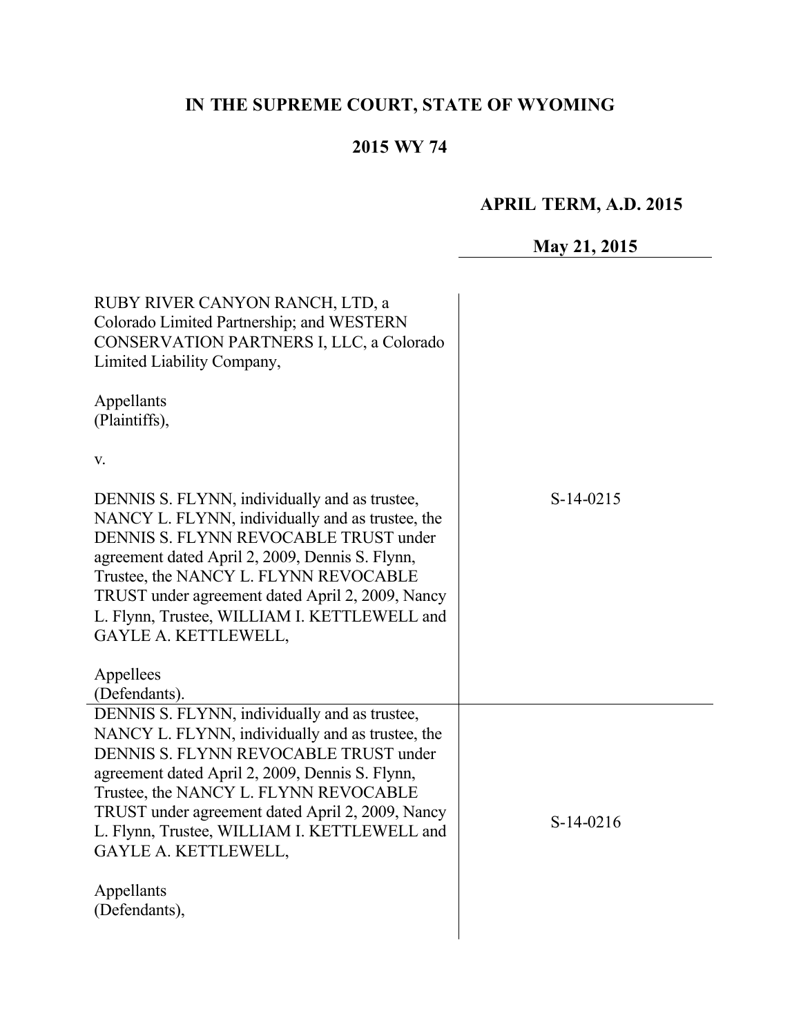# IN THE SUPREME COURT, STATE OF WYOMING

## 2015 WY 74

**APRIL TERM, A.D. 2015**

**May 21, 2015**

| | |
|---|---|
| RUBY RIVER CANYON RANCH, LTD, a Colorado Limited Partnership; and WESTERN CONSERVATION PARTNERS I, LLC, a Colorado Limited Liability Company,<br><br>Appellants<br>(Plaintiffs),<br><br>v.<br><br>DENNIS S. FLYNN, individually and as trustee, NANCY L. FLYNN, individually and as trustee, the DENNIS S. FLYNN REVOCABLE TRUST under agreement dated April 2, 2009, Dennis S. Flynn, Trustee, the NANCY L. FLYNN REVOCABLE TRUST under agreement dated April 2, 2009, Nancy L. Flynn, Trustee, WILLIAM I. KETTLEWELL and GAYLE A. KETTLEWELL,<br><br>Appellees<br>(Defendants). | S-14-0215 |
| DENNIS S. FLYNN, individually and as trustee, NANCY L. FLYNN, individually and as trustee, the DENNIS S. FLYNN REVOCABLE TRUST under agreement dated April 2, 2009, Dennis S. Flynn, Trustee, the NANCY L. FLYNN REVOCABLE TRUST under agreement dated April 2, 2009, Nancy L. Flynn, Trustee, WILLIAM I. KETTLEWELL and GAYLE A. KETTLEWELL,<br><br>Appellants<br>(Defendants), | S-14-0216 |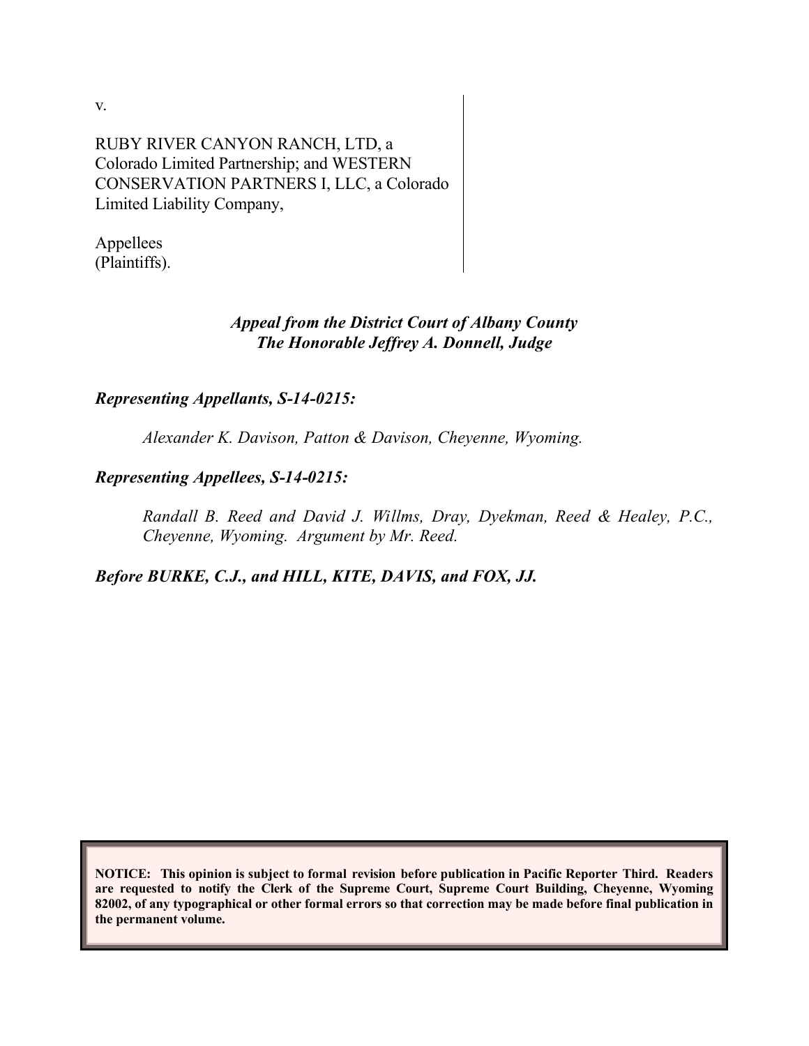v.

RUBY RIVER CANYON RANCH, LTD, a Colorado Limited Partnership; and WESTERN CONSERVATION PARTNERS I, LLC, a Colorado Limited Liability Company,

Appellees (Plaintiffs).

*Appeal from the District Court of Albany County*
*The Honorable Jeffrey A. Donnell, Judge*

***Representing Appellants, S-14-0215:***

*Alexander K. Davison, Patton & Davison, Cheyenne, Wyoming.*

***Representing Appellees, S-14-0215:***

*Randall B. Reed and David J. Willms, Dray, Dyekman, Reed & Healey, P.C., Cheyenne, Wyoming. Argument by Mr. Reed.*

***Before BURKE, C.J., and HILL, KITE, DAVIS, and FOX, JJ.***

**NOTICE: This opinion is subject to formal revision before publication in Pacific Reporter Third. Readers are requested to notify the Clerk of the Supreme Court, Supreme Court Building, Cheyenne, Wyoming 82002, of any typographical or other formal errors so that correction may be made before final publication in the permanent volume.**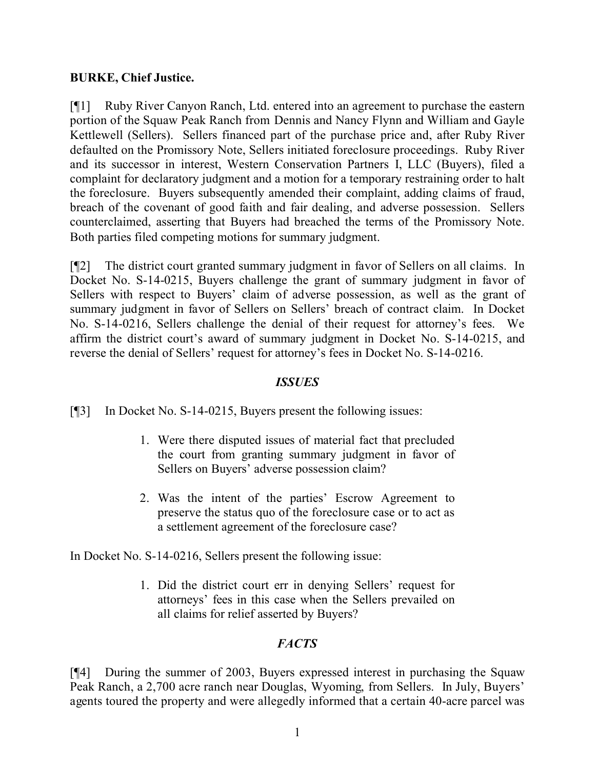**BURKE, Chief Justice.**

[¶1] Ruby River Canyon Ranch, Ltd. entered into an agreement to purchase the eastern portion of the Squaw Peak Ranch from Dennis and Nancy Flynn and William and Gayle Kettlewell (Sellers). Sellers financed part of the purchase price and, after Ruby River defaulted on the Promissory Note, Sellers initiated foreclosure proceedings. Ruby River and its successor in interest, Western Conservation Partners I, LLC (Buyers), filed a complaint for declaratory judgment and a motion for a temporary restraining order to halt the foreclosure. Buyers subsequently amended their complaint, adding claims of fraud, breach of the covenant of good faith and fair dealing, and adverse possession. Sellers counterclaimed, asserting that Buyers had breached the terms of the Promissory Note. Both parties filed competing motions for summary judgment.

[¶2] The district court granted summary judgment in favor of Sellers on all claims. In Docket No. S-14-0215, Buyers challenge the grant of summary judgment in favor of Sellers with respect to Buyers' claim of adverse possession, as well as the grant of summary judgment in favor of Sellers on Sellers' breach of contract claim. In Docket No. S-14-0216, Sellers challenge the denial of their request for attorney's fees. We affirm the district court's award of summary judgment in Docket No. S-14-0215, and reverse the denial of Sellers' request for attorney's fees in Docket No. S-14-0216.

## *ISSUES*

[¶3] In Docket No. S-14-0215, Buyers present the following issues:

> 1. Were there disputed issues of material fact that precluded the court from granting summary judgment in favor of Sellers on Buyers' adverse possession claim?
>
> 2. Was the intent of the parties' Escrow Agreement to preserve the status quo of the foreclosure case or to act as a settlement agreement of the foreclosure case?

In Docket No. S-14-0216, Sellers present the following issue:

> 1. Did the district court err in denying Sellers' request for attorneys' fees in this case when the Sellers prevailed on all claims for relief asserted by Buyers?

## *FACTS*

[¶4] During the summer of 2003, Buyers expressed interest in purchasing the Squaw Peak Ranch, a 2,700 acre ranch near Douglas, Wyoming, from Sellers. In July, Buyers' agents toured the property and were allegedly informed that a certain 40-acre parcel was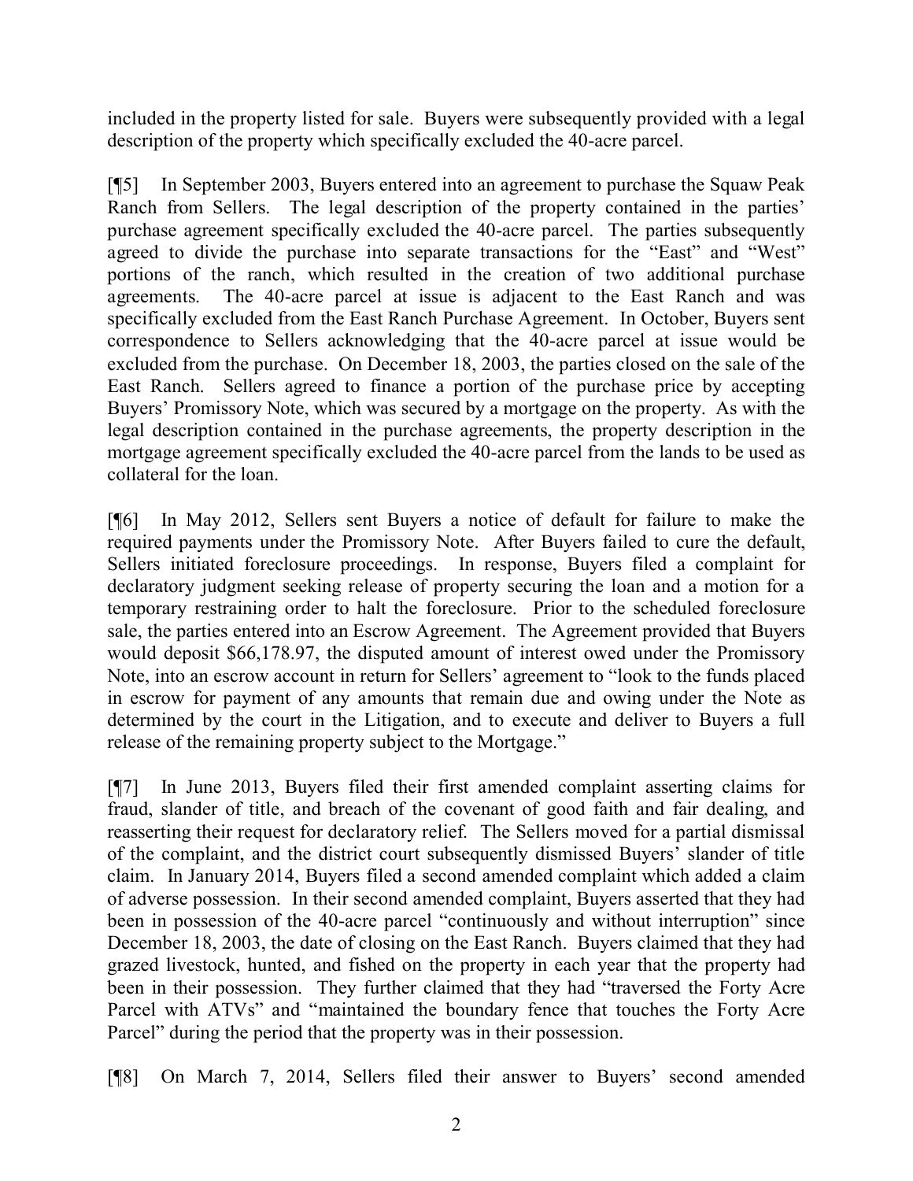included in the property listed for sale. Buyers were subsequently provided with a legal description of the property which specifically excluded the 40-acre parcel.

[¶5] In September 2003, Buyers entered into an agreement to purchase the Squaw Peak Ranch from Sellers. The legal description of the property contained in the parties' purchase agreement specifically excluded the 40-acre parcel. The parties subsequently agreed to divide the purchase into separate transactions for the "East" and "West" portions of the ranch, which resulted in the creation of two additional purchase agreements. The 40-acre parcel at issue is adjacent to the East Ranch and was specifically excluded from the East Ranch Purchase Agreement. In October, Buyers sent correspondence to Sellers acknowledging that the 40-acre parcel at issue would be excluded from the purchase. On December 18, 2003, the parties closed on the sale of the East Ranch. Sellers agreed to finance a portion of the purchase price by accepting Buyers' Promissory Note, which was secured by a mortgage on the property. As with the legal description contained in the purchase agreements, the property description in the mortgage agreement specifically excluded the 40-acre parcel from the lands to be used as collateral for the loan.

[¶6] In May 2012, Sellers sent Buyers a notice of default for failure to make the required payments under the Promissory Note. After Buyers failed to cure the default, Sellers initiated foreclosure proceedings. In response, Buyers filed a complaint for declaratory judgment seeking release of property securing the loan and a motion for a temporary restraining order to halt the foreclosure. Prior to the scheduled foreclosure sale, the parties entered into an Escrow Agreement. The Agreement provided that Buyers would deposit $66,178.97, the disputed amount of interest owed under the Promissory Note, into an escrow account in return for Sellers' agreement to "look to the funds placed in escrow for payment of any amounts that remain due and owing under the Note as determined by the court in the Litigation, and to execute and deliver to Buyers a full release of the remaining property subject to the Mortgage."

[¶7] In June 2013, Buyers filed their first amended complaint asserting claims for fraud, slander of title, and breach of the covenant of good faith and fair dealing, and reasserting their request for declaratory relief. The Sellers moved for a partial dismissal of the complaint, and the district court subsequently dismissed Buyers' slander of title claim. In January 2014, Buyers filed a second amended complaint which added a claim of adverse possession. In their second amended complaint, Buyers asserted that they had been in possession of the 40-acre parcel "continuously and without interruption" since December 18, 2003, the date of closing on the East Ranch. Buyers claimed that they had grazed livestock, hunted, and fished on the property in each year that the property had been in their possession. They further claimed that they had "traversed the Forty Acre Parcel with ATVs" and "maintained the boundary fence that touches the Forty Acre Parcel" during the period that the property was in their possession.

[¶8] On March 7, 2014, Sellers filed their answer to Buyers' second amended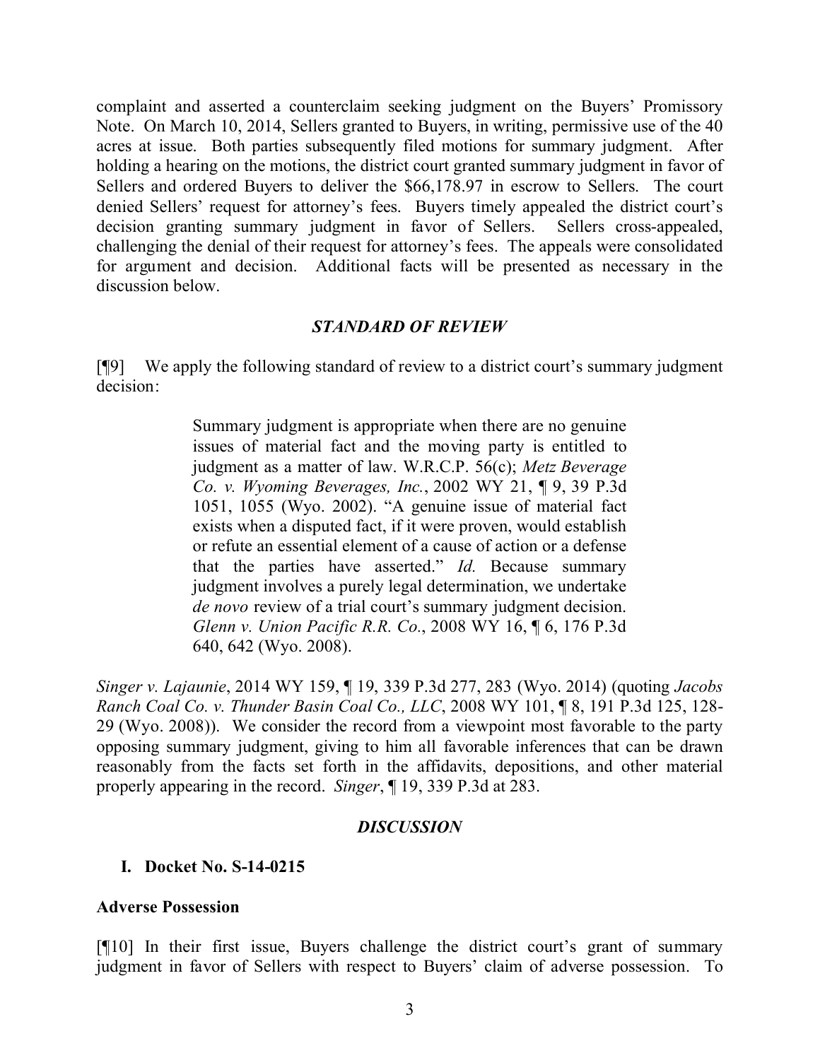complaint and asserted a counterclaim seeking judgment on the Buyers' Promissory Note. On March 10, 2014, Sellers granted to Buyers, in writing, permissive use of the 40 acres at issue. Both parties subsequently filed motions for summary judgment. After holding a hearing on the motions, the district court granted summary judgment in favor of Sellers and ordered Buyers to deliver the $66,178.97 in escrow to Sellers. The court denied Sellers' request for attorney's fees. Buyers timely appealed the district court's decision granting summary judgment in favor of Sellers. Sellers cross-appealed, challenging the denial of their request for attorney's fees. The appeals were consolidated for argument and decision. Additional facts will be presented as necessary in the discussion below.

### *STANDARD OF REVIEW*

[¶9] We apply the following standard of review to a district court's summary judgment decision:

> Summary judgment is appropriate when there are no genuine issues of material fact and the moving party is entitled to judgment as a matter of law. W.R.C.P. 56(c); *Metz Beverage Co. v. Wyoming Beverages, Inc.*, 2002 WY 21, ¶ 9, 39 P.3d 1051, 1055 (Wyo. 2002). "A genuine issue of material fact exists when a disputed fact, if it were proven, would establish or refute an essential element of a cause of action or a defense that the parties have asserted." *Id.* Because summary judgment involves a purely legal determination, we undertake *de novo* review of a trial court's summary judgment decision. *Glenn v. Union Pacific R.R. Co.*, 2008 WY 16, ¶ 6, 176 P.3d 640, 642 (Wyo. 2008).

*Singer v. Lajaunie*, 2014 WY 159, ¶ 19, 339 P.3d 277, 283 (Wyo. 2014) (quoting *Jacobs Ranch Coal Co. v. Thunder Basin Coal Co., LLC*, 2008 WY 101, ¶ 8, 191 P.3d 125, 128-29 (Wyo. 2008)). We consider the record from a viewpoint most favorable to the party opposing summary judgment, giving to him all favorable inferences that can be drawn reasonably from the facts set forth in the affidavits, depositions, and other material properly appearing in the record. *Singer*, ¶ 19, 339 P.3d at 283.

### *DISCUSSION*

**I. Docket No. S-14-0215**

**Adverse Possession**

[¶10] In their first issue, Buyers challenge the district court's grant of summary judgment in favor of Sellers with respect to Buyers' claim of adverse possession. To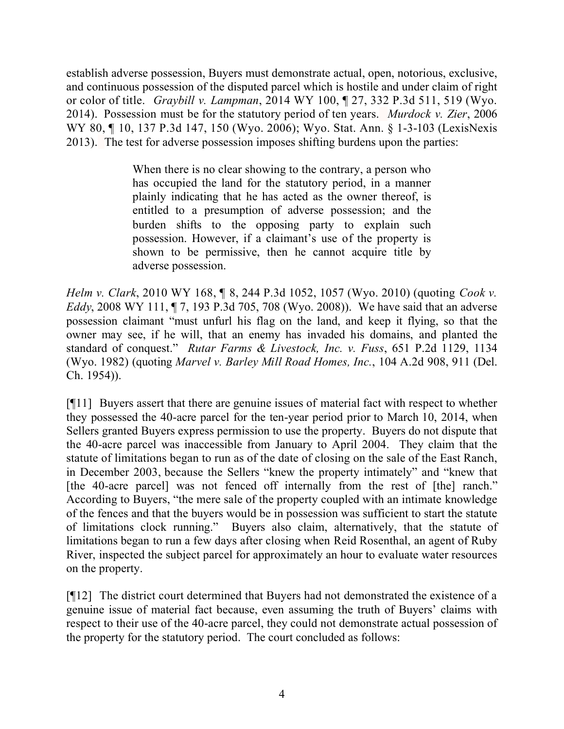establish adverse possession, Buyers must demonstrate actual, open, notorious, exclusive, and continuous possession of the disputed parcel which is hostile and under claim of right or color of title. *Graybill v. Lampman*, 2014 WY 100, ¶ 27, 332 P.3d 511, 519 (Wyo. 2014). Possession must be for the statutory period of ten years. *Murdock v. Zier*, 2006 WY 80, ¶ 10, 137 P.3d 147, 150 (Wyo. 2006); Wyo. Stat. Ann. § 1-3-103 (LexisNexis 2013). The test for adverse possession imposes shifting burdens upon the parties:

> When there is no clear showing to the contrary, a person who has occupied the land for the statutory period, in a manner plainly indicating that he has acted as the owner thereof, is entitled to a presumption of adverse possession; and the burden shifts to the opposing party to explain such possession. However, if a claimant's use of the property is shown to be permissive, then he cannot acquire title by adverse possession.

*Helm v. Clark*, 2010 WY 168, ¶ 8, 244 P.3d 1052, 1057 (Wyo. 2010) (quoting *Cook v. Eddy*, 2008 WY 111, ¶ 7, 193 P.3d 705, 708 (Wyo. 2008)). We have said that an adverse possession claimant "must unfurl his flag on the land, and keep it flying, so that the owner may see, if he will, that an enemy has invaded his domains, and planted the standard of conquest." *Rutar Farms & Livestock, Inc. v. Fuss*, 651 P.2d 1129, 1134 (Wyo. 1982) (quoting *Marvel v. Barley Mill Road Homes, Inc.*, 104 A.2d 908, 911 (Del. Ch. 1954)).

[¶11] Buyers assert that there are genuine issues of material fact with respect to whether they possessed the 40-acre parcel for the ten-year period prior to March 10, 2014, when Sellers granted Buyers express permission to use the property. Buyers do not dispute that the 40-acre parcel was inaccessible from January to April 2004. They claim that the statute of limitations began to run as of the date of closing on the sale of the East Ranch, in December 2003, because the Sellers "knew the property intimately" and "knew that [the 40-acre parcel] was not fenced off internally from the rest of [the] ranch." According to Buyers, "the mere sale of the property coupled with an intimate knowledge of the fences and that the buyers would be in possession was sufficient to start the statute of limitations clock running." Buyers also claim, alternatively, that the statute of limitations began to run a few days after closing when Reid Rosenthal, an agent of Ruby River, inspected the subject parcel for approximately an hour to evaluate water resources on the property.

[¶12] The district court determined that Buyers had not demonstrated the existence of a genuine issue of material fact because, even assuming the truth of Buyers' claims with respect to their use of the 40-acre parcel, they could not demonstrate actual possession of the property for the statutory period. The court concluded as follows: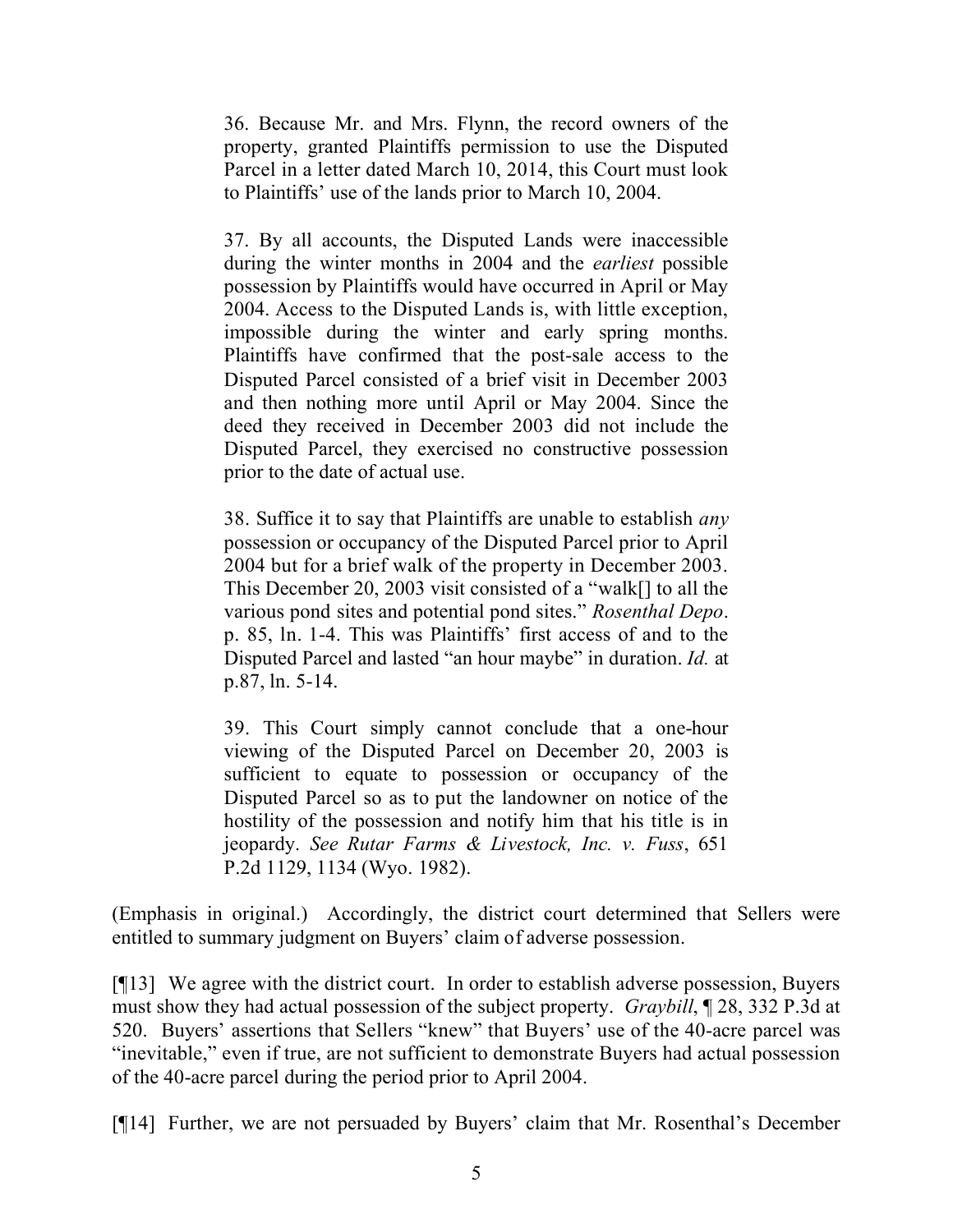> 36. Because Mr. and Mrs. Flynn, the record owners of the property, granted Plaintiffs permission to use the Disputed Parcel in a letter dated March 10, 2014, this Court must look to Plaintiffs' use of the lands prior to March 10, 2004.
>
> 37. By all accounts, the Disputed Lands were inaccessible during the winter months in 2004 and the *earliest* possible possession by Plaintiffs would have occurred in April or May 2004. Access to the Disputed Lands is, with little exception, impossible during the winter and early spring months. Plaintiffs have confirmed that the post-sale access to the Disputed Parcel consisted of a brief visit in December 2003 and then nothing more until April or May 2004. Since the deed they received in December 2003 did not include the Disputed Parcel, they exercised no constructive possession prior to the date of actual use.
>
> 38. Suffice it to say that Plaintiffs are unable to establish *any* possession or occupancy of the Disputed Parcel prior to April 2004 but for a brief walk of the property in December 2003. This December 20, 2003 visit consisted of a "walk[] to all the various pond sites and potential pond sites." *Rosenthal Depo*. p. 85, ln. 1-4. This was Plaintiffs' first access of and to the Disputed Parcel and lasted "an hour maybe" in duration. *Id.* at p.87, ln. 5-14.
>
> 39. This Court simply cannot conclude that a one-hour viewing of the Disputed Parcel on December 20, 2003 is sufficient to equate to possession or occupancy of the Disputed Parcel so as to put the landowner on notice of the hostility of the possession and notify him that his title is in jeopardy. *See Rutar Farms & Livestock, Inc. v. Fuss*, 651 P.2d 1129, 1134 (Wyo. 1982).

(Emphasis in original.) Accordingly, the district court determined that Sellers were entitled to summary judgment on Buyers' claim of adverse possession.

[¶13] We agree with the district court. In order to establish adverse possession, Buyers must show they had actual possession of the subject property. *Graybill*, ¶ 28, 332 P.3d at 520. Buyers' assertions that Sellers "knew" that Buyers' use of the 40-acre parcel was "inevitable," even if true, are not sufficient to demonstrate Buyers had actual possession of the 40-acre parcel during the period prior to April 2004.

[¶14] Further, we are not persuaded by Buyers' claim that Mr. Rosenthal's December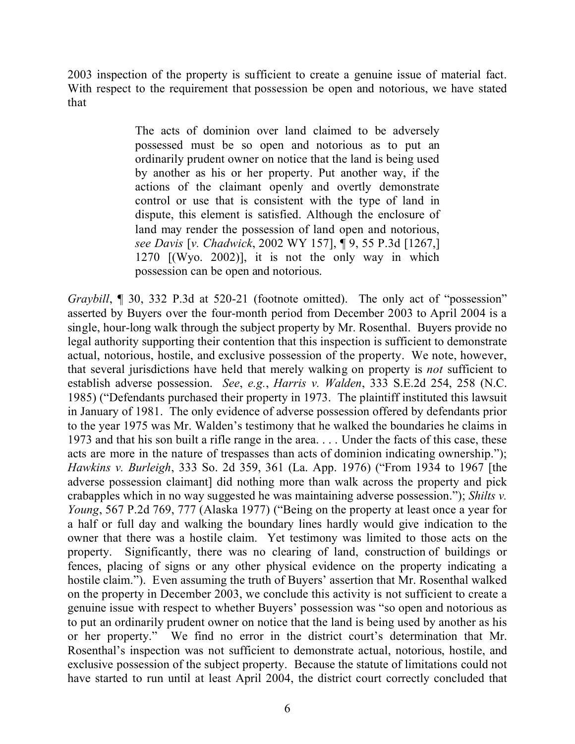2003 inspection of the property is sufficient to create a genuine issue of material fact. With respect to the requirement that possession be open and notorious, we have stated that

> The acts of dominion over land claimed to be adversely possessed must be so open and notorious as to put an ordinarily prudent owner on notice that the land is being used by another as his or her property. Put another way, if the actions of the claimant openly and overtly demonstrate control or use that is consistent with the type of land in dispute, this element is satisfied. Although the enclosure of land may render the possession of land open and notorious, *see Davis* [*v. Chadwick*, 2002 WY 157], ¶ 9, 55 P.3d [1267,] 1270 [(Wyo. 2002)], it is not the only way in which possession can be open and notorious.

*Graybill*, ¶ 30, 332 P.3d at 520-21 (footnote omitted). The only act of "possession" asserted by Buyers over the four-month period from December 2003 to April 2004 is a single, hour-long walk through the subject property by Mr. Rosenthal. Buyers provide no legal authority supporting their contention that this inspection is sufficient to demonstrate actual, notorious, hostile, and exclusive possession of the property. We note, however, that several jurisdictions have held that merely walking on property is *not* sufficient to establish adverse possession. *See*, *e.g.*, *Harris v. Walden*, 333 S.E.2d 254, 258 (N.C. 1985) ("Defendants purchased their property in 1973. The plaintiff instituted this lawsuit in January of 1981. The only evidence of adverse possession offered by defendants prior to the year 1975 was Mr. Walden's testimony that he walked the boundaries he claims in 1973 and that his son built a rifle range in the area. . . . Under the facts of this case, these acts are more in the nature of trespasses than acts of dominion indicating ownership."); *Hawkins v. Burleigh*, 333 So. 2d 359, 361 (La. App. 1976) ("From 1934 to 1967 [the adverse possession claimant] did nothing more than walk across the property and pick crabapples which in no way suggested he was maintaining adverse possession."); *Shilts v. Young*, 567 P.2d 769, 777 (Alaska 1977) ("Being on the property at least once a year for a half or full day and walking the boundary lines hardly would give indication to the owner that there was a hostile claim. Yet testimony was limited to those acts on the property. Significantly, there was no clearing of land, construction of buildings or fences, placing of signs or any other physical evidence on the property indicating a hostile claim."). Even assuming the truth of Buyers' assertion that Mr. Rosenthal walked on the property in December 2003, we conclude this activity is not sufficient to create a genuine issue with respect to whether Buyers' possession was "so open and notorious as to put an ordinarily prudent owner on notice that the land is being used by another as his or her property." We find no error in the district court's determination that Mr. Rosenthal's inspection was not sufficient to demonstrate actual, notorious, hostile, and exclusive possession of the subject property. Because the statute of limitations could not have started to run until at least April 2004, the district court correctly concluded that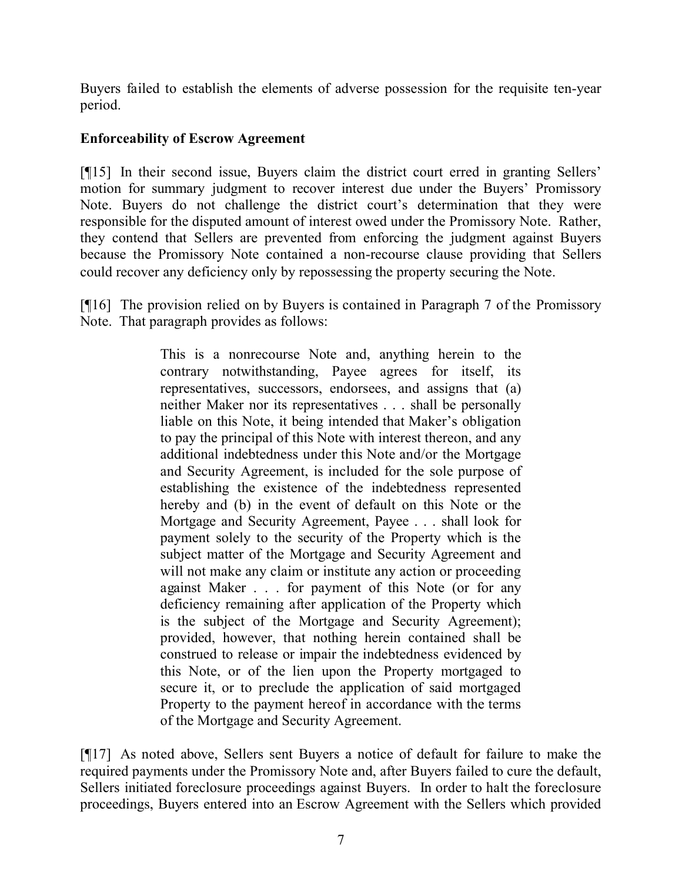Buyers failed to establish the elements of adverse possession for the requisite ten-year period.

**Enforceability of Escrow Agreement**

[¶15] In their second issue, Buyers claim the district court erred in granting Sellers' motion for summary judgment to recover interest due under the Buyers' Promissory Note. Buyers do not challenge the district court's determination that they were responsible for the disputed amount of interest owed under the Promissory Note. Rather, they contend that Sellers are prevented from enforcing the judgment against Buyers because the Promissory Note contained a non-recourse clause providing that Sellers could recover any deficiency only by repossessing the property securing the Note.

[¶16] The provision relied on by Buyers is contained in Paragraph 7 of the Promissory Note. That paragraph provides as follows:

> This is a nonrecourse Note and, anything herein to the contrary notwithstanding, Payee agrees for itself, its representatives, successors, endorsees, and assigns that (a) neither Maker nor its representatives . . . shall be personally liable on this Note, it being intended that Maker's obligation to pay the principal of this Note with interest thereon, and any additional indebtedness under this Note and/or the Mortgage and Security Agreement, is included for the sole purpose of establishing the existence of the indebtedness represented hereby and (b) in the event of default on this Note or the Mortgage and Security Agreement, Payee . . . shall look for payment solely to the security of the Property which is the subject matter of the Mortgage and Security Agreement and will not make any claim or institute any action or proceeding against Maker . . . for payment of this Note (or for any deficiency remaining after application of the Property which is the subject of the Mortgage and Security Agreement); provided, however, that nothing herein contained shall be construed to release or impair the indebtedness evidenced by this Note, or of the lien upon the Property mortgaged to secure it, or to preclude the application of said mortgaged Property to the payment hereof in accordance with the terms of the Mortgage and Security Agreement.

[¶17] As noted above, Sellers sent Buyers a notice of default for failure to make the required payments under the Promissory Note and, after Buyers failed to cure the default, Sellers initiated foreclosure proceedings against Buyers. In order to halt the foreclosure proceedings, Buyers entered into an Escrow Agreement with the Sellers which provided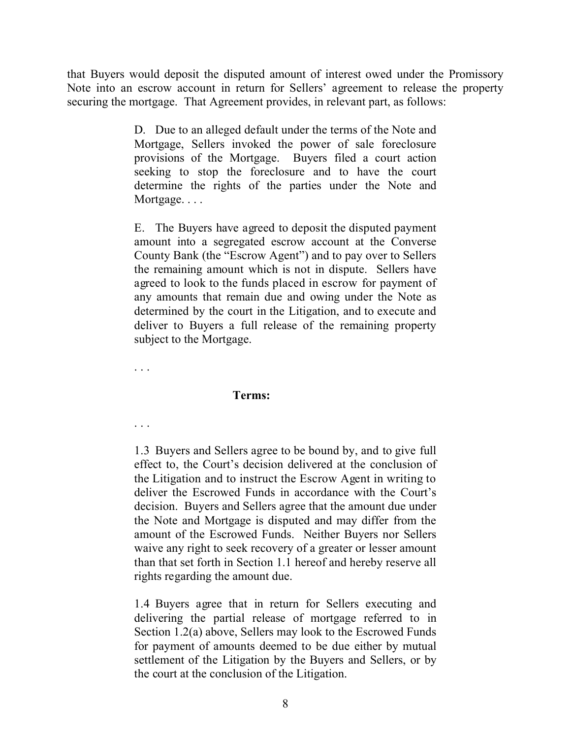that Buyers would deposit the disputed amount of interest owed under the Promissory Note into an escrow account in return for Sellers' agreement to release the property securing the mortgage. That Agreement provides, in relevant part, as follows:

> D. Due to an alleged default under the terms of the Note and Mortgage, Sellers invoked the power of sale foreclosure provisions of the Mortgage. Buyers filed a court action seeking to stop the foreclosure and to have the court determine the rights of the parties under the Note and Mortgage. . . .
>
> E. The Buyers have agreed to deposit the disputed payment amount into a segregated escrow account at the Converse County Bank (the "Escrow Agent") and to pay over to Sellers the remaining amount which is not in dispute. Sellers have agreed to look to the funds placed in escrow for payment of any amounts that remain due and owing under the Note as determined by the court in the Litigation, and to execute and deliver to Buyers a full release of the remaining property subject to the Mortgage.
>
> . . .
>
> **Terms:**
>
> . . .
>
> 1.3 Buyers and Sellers agree to be bound by, and to give full effect to, the Court's decision delivered at the conclusion of the Litigation and to instruct the Escrow Agent in writing to deliver the Escrowed Funds in accordance with the Court's decision. Buyers and Sellers agree that the amount due under the Note and Mortgage is disputed and may differ from the amount of the Escrowed Funds. Neither Buyers nor Sellers waive any right to seek recovery of a greater or lesser amount than that set forth in Section 1.1 hereof and hereby reserve all rights regarding the amount due.
>
> 1.4 Buyers agree that in return for Sellers executing and delivering the partial release of mortgage referred to in Section 1.2(a) above, Sellers may look to the Escrowed Funds for payment of amounts deemed to be due either by mutual settlement of the Litigation by the Buyers and Sellers, or by the court at the conclusion of the Litigation.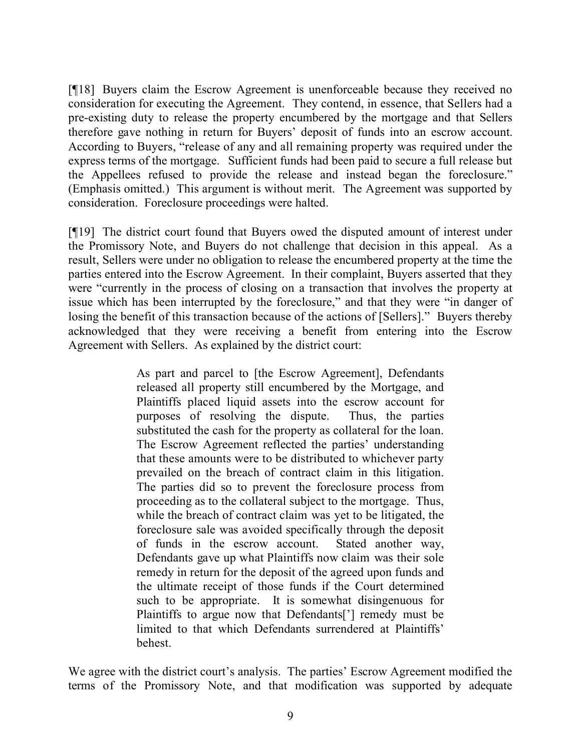[¶18] Buyers claim the Escrow Agreement is unenforceable because they received no consideration for executing the Agreement. They contend, in essence, that Sellers had a pre-existing duty to release the property encumbered by the mortgage and that Sellers therefore gave nothing in return for Buyers' deposit of funds into an escrow account. According to Buyers, "release of any and all remaining property was required under the express terms of the mortgage. Sufficient funds had been paid to secure a full release but the Appellees refused to provide the release and instead began the foreclosure." (Emphasis omitted.) This argument is without merit. The Agreement was supported by consideration. Foreclosure proceedings were halted.

[¶19] The district court found that Buyers owed the disputed amount of interest under the Promissory Note, and Buyers do not challenge that decision in this appeal. As a result, Sellers were under no obligation to release the encumbered property at the time the parties entered into the Escrow Agreement. In their complaint, Buyers asserted that they were "currently in the process of closing on a transaction that involves the property at issue which has been interrupted by the foreclosure," and that they were "in danger of losing the benefit of this transaction because of the actions of [Sellers]." Buyers thereby acknowledged that they were receiving a benefit from entering into the Escrow Agreement with Sellers. As explained by the district court:

> As part and parcel to [the Escrow Agreement], Defendants released all property still encumbered by the Mortgage, and Plaintiffs placed liquid assets into the escrow account for purposes of resolving the dispute. Thus, the parties substituted the cash for the property as collateral for the loan. The Escrow Agreement reflected the parties' understanding that these amounts were to be distributed to whichever party prevailed on the breach of contract claim in this litigation. The parties did so to prevent the foreclosure process from proceeding as to the collateral subject to the mortgage. Thus, while the breach of contract claim was yet to be litigated, the foreclosure sale was avoided specifically through the deposit of funds in the escrow account. Stated another way, Defendants gave up what Plaintiffs now claim was their sole remedy in return for the deposit of the agreed upon funds and the ultimate receipt of those funds if the Court determined such to be appropriate. It is somewhat disingenuous for Plaintiffs to argue now that Defendants['] remedy must be limited to that which Defendants surrendered at Plaintiffs' behest.

We agree with the district court's analysis. The parties' Escrow Agreement modified the terms of the Promissory Note, and that modification was supported by adequate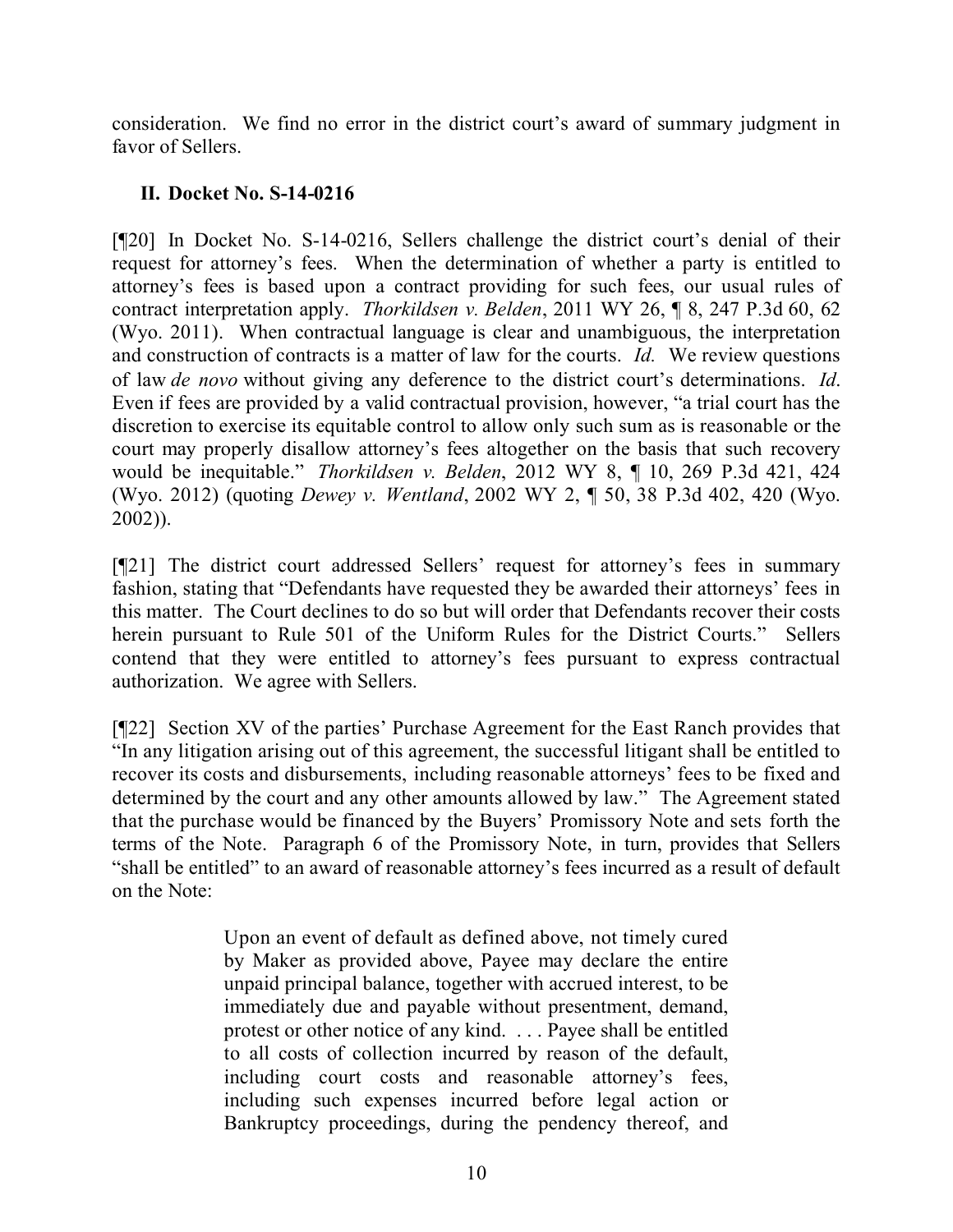consideration. We find no error in the district court's award of summary judgment in favor of Sellers.

## II. Docket No. S-14-0216

[¶20] In Docket No. S-14-0216, Sellers challenge the district court's denial of their request for attorney's fees. When the determination of whether a party is entitled to attorney's fees is based upon a contract providing for such fees, our usual rules of contract interpretation apply. *Thorkildsen v. Belden*, 2011 WY 26, ¶ 8, 247 P.3d 60, 62 (Wyo. 2011). When contractual language is clear and unambiguous, the interpretation and construction of contracts is a matter of law for the courts. *Id.* We review questions of law *de novo* without giving any deference to the district court's determinations. *Id*. Even if fees are provided by a valid contractual provision, however, "a trial court has the discretion to exercise its equitable control to allow only such sum as is reasonable or the court may properly disallow attorney's fees altogether on the basis that such recovery would be inequitable." *Thorkildsen v. Belden*, 2012 WY 8, ¶ 10, 269 P.3d 421, 424 (Wyo. 2012) (quoting *Dewey v. Wentland*, 2002 WY 2, ¶ 50, 38 P.3d 402, 420 (Wyo. 2002)).

[¶21] The district court addressed Sellers' request for attorney's fees in summary fashion, stating that "Defendants have requested they be awarded their attorneys' fees in this matter. The Court declines to do so but will order that Defendants recover their costs herein pursuant to Rule 501 of the Uniform Rules for the District Courts." Sellers contend that they were entitled to attorney's fees pursuant to express contractual authorization. We agree with Sellers.

[¶22] Section XV of the parties' Purchase Agreement for the East Ranch provides that "In any litigation arising out of this agreement, the successful litigant shall be entitled to recover its costs and disbursements, including reasonable attorneys' fees to be fixed and determined by the court and any other amounts allowed by law." The Agreement stated that the purchase would be financed by the Buyers' Promissory Note and sets forth the terms of the Note. Paragraph 6 of the Promissory Note, in turn, provides that Sellers "shall be entitled" to an award of reasonable attorney's fees incurred as a result of default on the Note:

> Upon an event of default as defined above, not timely cured by Maker as provided above, Payee may declare the entire unpaid principal balance, together with accrued interest, to be immediately due and payable without presentment, demand, protest or other notice of any kind. . . . Payee shall be entitled to all costs of collection incurred by reason of the default, including court costs and reasonable attorney's fees, including such expenses incurred before legal action or Bankruptcy proceedings, during the pendency thereof, and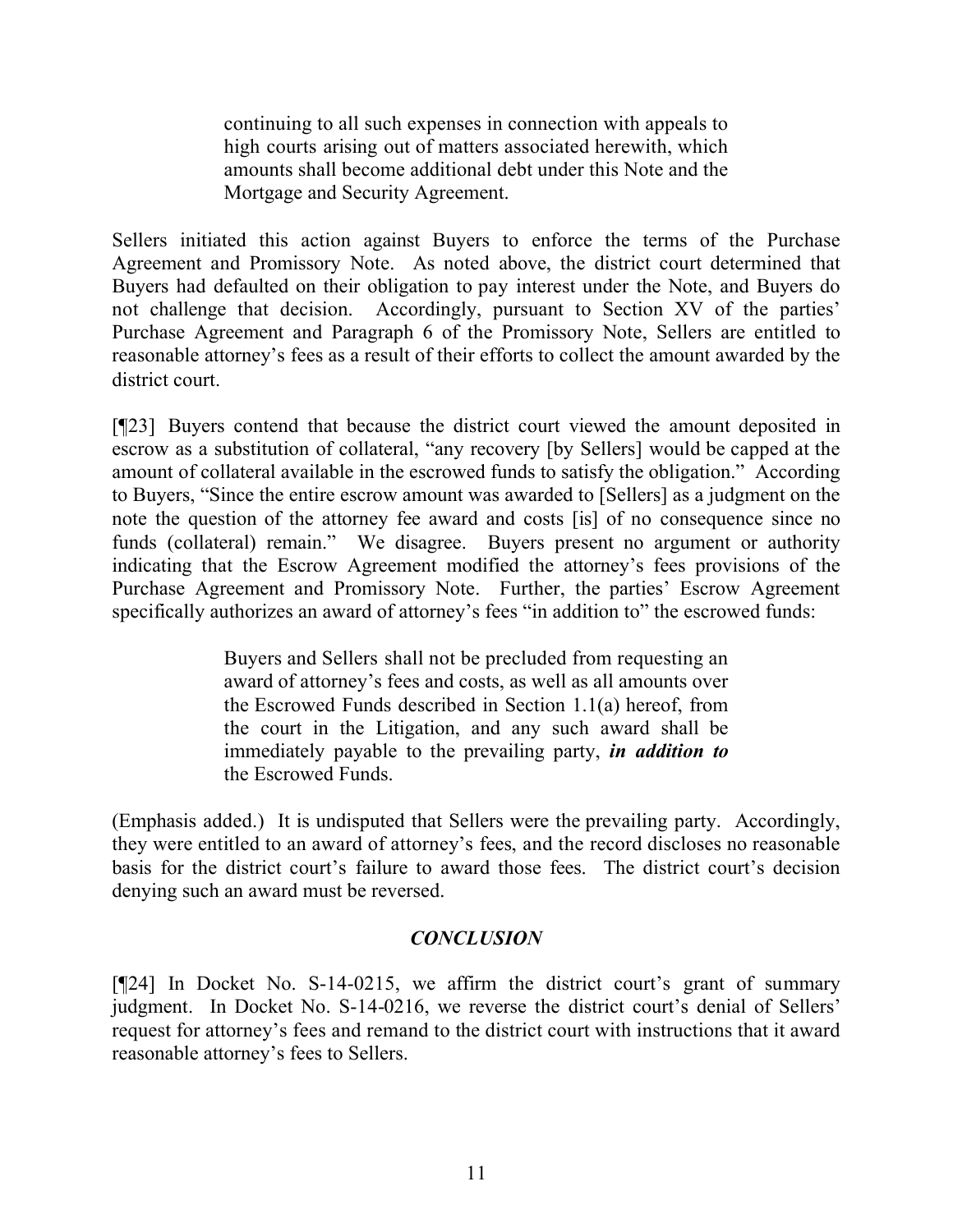> continuing to all such expenses in connection with appeals to high courts arising out of matters associated herewith, which amounts shall become additional debt under this Note and the Mortgage and Security Agreement.

Sellers initiated this action against Buyers to enforce the terms of the Purchase Agreement and Promissory Note. As noted above, the district court determined that Buyers had defaulted on their obligation to pay interest under the Note, and Buyers do not challenge that decision. Accordingly, pursuant to Section XV of the parties' Purchase Agreement and Paragraph 6 of the Promissory Note, Sellers are entitled to reasonable attorney's fees as a result of their efforts to collect the amount awarded by the district court.

[¶23] Buyers contend that because the district court viewed the amount deposited in escrow as a substitution of collateral, "any recovery [by Sellers] would be capped at the amount of collateral available in the escrowed funds to satisfy the obligation." According to Buyers, "Since the entire escrow amount was awarded to [Sellers] as a judgment on the note the question of the attorney fee award and costs [is] of no consequence since no funds (collateral) remain." We disagree. Buyers present no argument or authority indicating that the Escrow Agreement modified the attorney's fees provisions of the Purchase Agreement and Promissory Note. Further, the parties' Escrow Agreement specifically authorizes an award of attorney's fees "in addition to" the escrowed funds:

> Buyers and Sellers shall not be precluded from requesting an award of attorney's fees and costs, as well as all amounts over the Escrowed Funds described in Section 1.1(a) hereof, from the court in the Litigation, and any such award shall be immediately payable to the prevailing party, ***in addition to*** the Escrowed Funds.

(Emphasis added.) It is undisputed that Sellers were the prevailing party. Accordingly, they were entitled to an award of attorney's fees, and the record discloses no reasonable basis for the district court's failure to award those fees. The district court's decision denying such an award must be reversed.

## *CONCLUSION*

[¶24] In Docket No. S-14-0215, we affirm the district court's grant of summary judgment. In Docket No. S-14-0216, we reverse the district court's denial of Sellers' request for attorney's fees and remand to the district court with instructions that it award reasonable attorney's fees to Sellers.